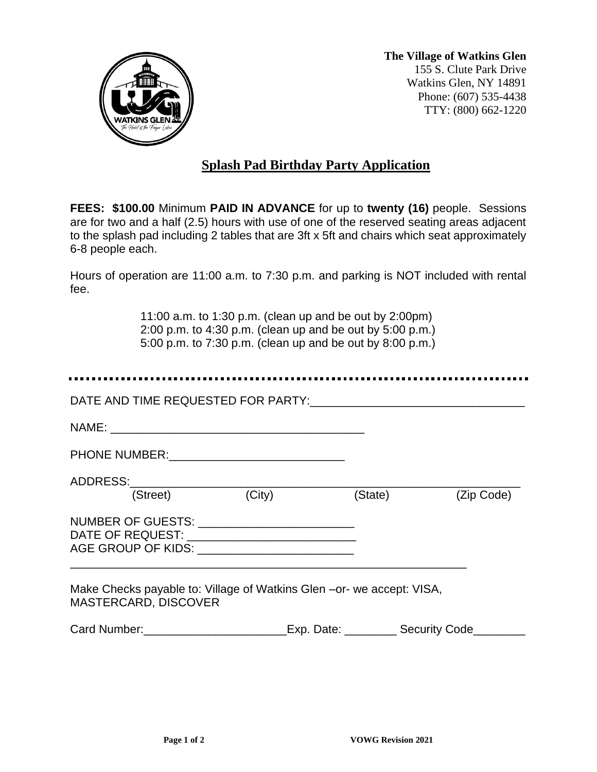**The Village of Watkins Glen**
155 S. Clute Park Drive
Watkins Glen, NY 14891
Phone: (607) 535-4438
TTY: (800) 662-1220

# Splash Pad Birthday Party Application

**FEES: $100.00** Minimum **PAID IN ADVANCE** for up to **twenty (16)** people. Sessions are for two and a half (2.5) hours with use of one of the reserved seating areas adjacent to the splash pad including 2 tables that are 3ft x 5ft and chairs which seat approximately 6-8 people each.

Hours of operation are 11:00 a.m. to 7:30 p.m. and parking is NOT included with rental fee.

11:00 a.m. to 1:30 p.m. (clean up and be out by 2:00pm)
2:00 p.m. to 4:30 p.m. (clean up and be out by 5:00 p.m.)
5:00 p.m. to 7:30 p.m. (clean up and be out by 8:00 p.m.)

---

DATE AND TIME REQUESTED FOR PARTY:________________________________

NAME: ________________________________________

PHONE NUMBER:___________________________

ADDRESS:_____________________________________________________________
(Street) (City) (State) (Zip Code)

NUMBER OF GUESTS: ________________________
DATE OF REQUEST: __________________________
AGE GROUP OF KIDS: ________________________

_______________________________________________________________

Make Checks payable to: Village of Watkins Glen –or- we accept: VISA, MASTERCARD, DISCOVER

Card Number:______________________Exp. Date: ________ Security Code________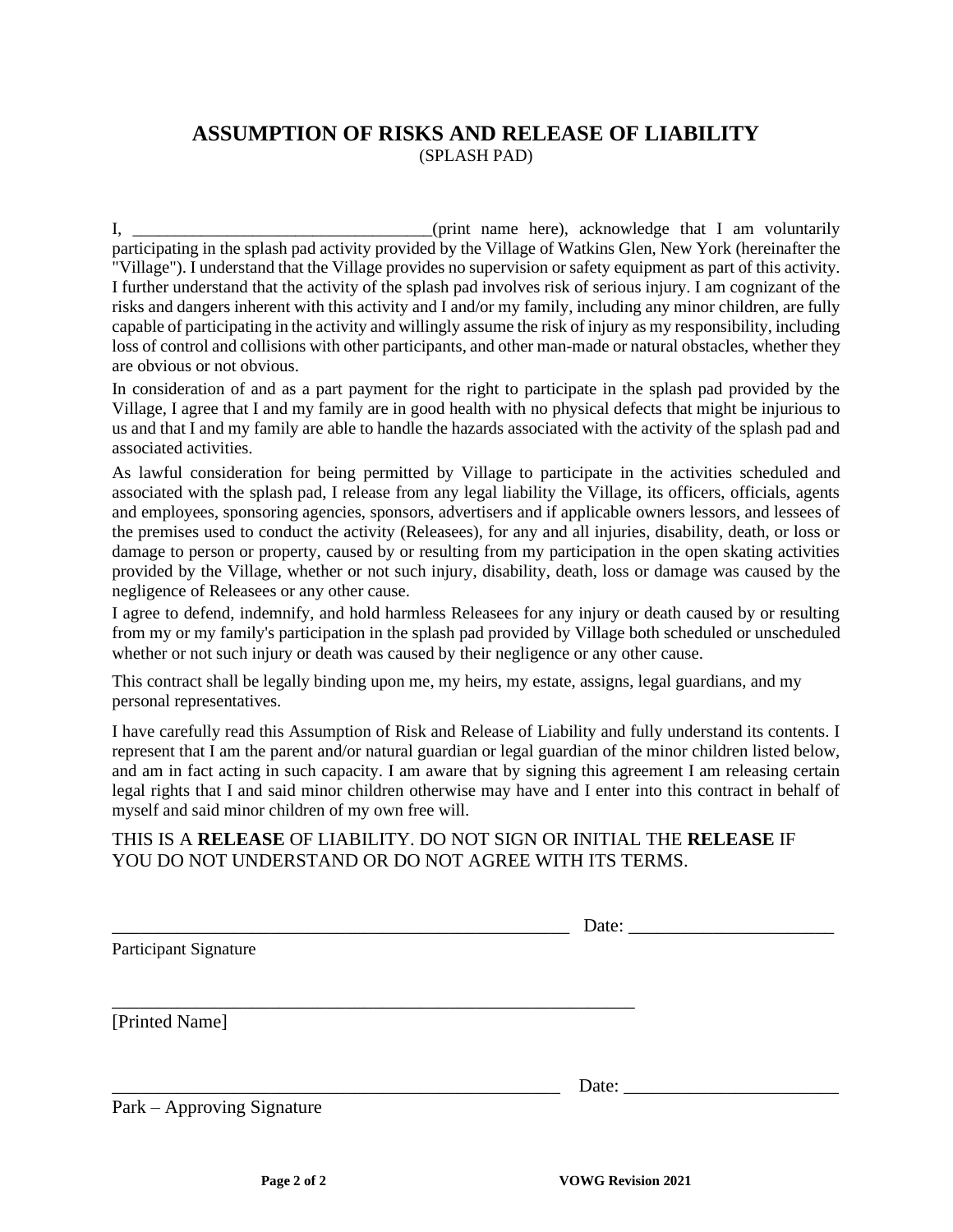# ASSUMPTION OF RISKS AND RELEASE OF LIABILITY

(SPLASH PAD)

I, __________________________________(print name here), acknowledge that I am voluntarily participating in the splash pad activity provided by the Village of Watkins Glen, New York (hereinafter the "Village"). I understand that the Village provides no supervision or safety equipment as part of this activity. I further understand that the activity of the splash pad involves risk of serious injury. I am cognizant of the risks and dangers inherent with this activity and I and/or my family, including any minor children, are fully capable of participating in the activity and willingly assume the risk of injury as my responsibility, including loss of control and collisions with other participants, and other man-made or natural obstacles, whether they are obvious or not obvious.

In consideration of and as a part payment for the right to participate in the splash pad provided by the Village, I agree that I and my family are in good health with no physical defects that might be injurious to us and that I and my family are able to handle the hazards associated with the activity of the splash pad and associated activities.

As lawful consideration for being permitted by Village to participate in the activities scheduled and associated with the splash pad, I release from any legal liability the Village, its officers, officials, agents and employees, sponsoring agencies, sponsors, advertisers and if applicable owners lessors, and lessees of the premises used to conduct the activity (Releasees), for any and all injuries, disability, death, or loss or damage to person or property, caused by or resulting from my participation in the open skating activities provided by the Village, whether or not such injury, disability, death, loss or damage was caused by the negligence of Releasees or any other cause.

I agree to defend, indemnify, and hold harmless Releasees for any injury or death caused by or resulting from my or my family's participation in the splash pad provided by Village both scheduled or unscheduled whether or not such injury or death was caused by their negligence or any other cause.

This contract shall be legally binding upon me, my heirs, my estate, assigns, legal guardians, and my personal representatives.

I have carefully read this Assumption of Risk and Release of Liability and fully understand its contents. I represent that I am the parent and/or natural guardian or legal guardian of the minor children listed below, and am in fact acting in such capacity. I am aware that by signing this agreement I am releasing certain legal rights that I and said minor children otherwise may have and I enter into this contract in behalf of myself and said minor children of my own free will.

THIS IS A **RELEASE** OF LIABILITY. DO NOT SIGN OR INITIAL THE **RELEASE** IF YOU DO NOT UNDERSTAND OR DO NOT AGREE WITH ITS TERMS.

___________________________________________________ Date: ______________________

Participant Signature

__________________________________________________________

[Printed Name]

__________________________________________________ Date: ______________________

Park – Approving Signature

VOWG Revision 2021